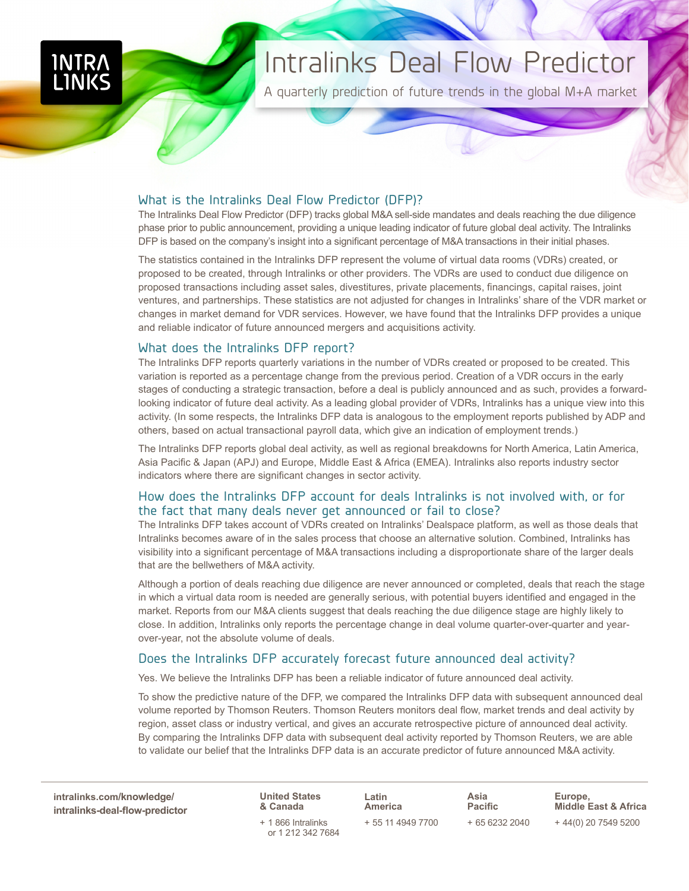# Intralinks Deal Flow Predictor

A quarterly prediction of future trends in the global M+A market

## What is the Intralinks Deal Flow Predictor (DFP)?

The Intralinks Deal Flow Predictor (DFP) tracks global M&A sell-side mandates and deals reaching the due diligence phase prior to public announcement, providing a unique leading indicator of future global deal activity. The Intralinks DFP is based on the company's insight into a significant percentage of M&A transactions in their initial phases.

The statistics contained in the Intralinks DFP represent the volume of virtual data rooms (VDRs) created, or proposed to be created, through Intralinks or other providers. The VDRs are used to conduct due diligence on proposed transactions including asset sales, divestitures, private placements, financings, capital raises, joint ventures, and partnerships. These statistics are not adjusted for changes in Intralinks' share of the VDR market or changes in market demand for VDR services. However, we have found that the Intralinks DFP provides a unique and reliable indicator of future announced mergers and acquisitions activity.

## What does the Intralinks DFP report?

The Intralinks DFP reports quarterly variations in the number of VDRs created or proposed to be created. This variation is reported as a percentage change from the previous period. Creation of a VDR occurs in the early stages of conducting a strategic transaction, before a deal is publicly announced and as such, provides a forward-looking indicator of future deal activity. As a leading global provider of VDRs, Intralinks has a unique view into this activity. (In some respects, the Intralinks DFP data is analogous to the employment reports published by ADP and others, based on actual transactional payroll data, which give an indication of employment trends.)

The Intralinks DFP reports global deal activity, as well as regional breakdowns for North America, Latin America, Asia Pacific & Japan (APJ) and Europe, Middle East & Africa (EMEA). Intralinks also reports industry sector indicators where there are significant changes in sector activity.

## How does the Intralinks DFP account for deals Intralinks is not involved with, or for the fact that many deals never get announced or fail to close?

The Intralinks DFP takes account of VDRs created on Intralinks' Dealspace platform, as well as those deals that Intralinks becomes aware of in the sales process that choose an alternative solution. Combined, Intralinks has visibility into a significant percentage of M&A transactions including a disproportionate share of the larger deals that are the bellwethers of M&A activity.

Although a portion of deals reaching due diligence are never announced or completed, deals that reach the stage in which a virtual data room is needed are generally serious, with potential buyers identified and engaged in the market. Reports from our M&A clients suggest that deals reaching the due diligence stage are highly likely to close. In addition, Intralinks only reports the percentage change in deal volume quarter-over-quarter and year-over-year, not the absolute volume of deals.

## Does the Intralinks DFP accurately forecast future announced deal activity?

Yes. We believe the Intralinks DFP has been a reliable indicator of future announced deal activity.

To show the predictive nature of the DFP, we compared the Intralinks DFP data with subsequent announced deal volume reported by Thomson Reuters. Thomson Reuters monitors deal flow, market trends and deal activity by region, asset class or industry vertical, and gives an accurate retrospective picture of announced deal activity. By comparing the Intralinks DFP data with subsequent deal activity reported by Thomson Reuters, we are able to validate our belief that the Intralinks DFP data is an accurate predictor of future announced M&A activity.

---

**intralinks.com/knowledge/intralinks-deal-flow-predictor**

**United States & Canada**
+ 1 866 Intralinks or 1 212 342 7684

**Latin America**
+ 55 11 4949 7700

**Asia Pacific**
+ 65 6232 2040

**Europe, Middle East & Africa**
+ 44(0) 20 7549 5200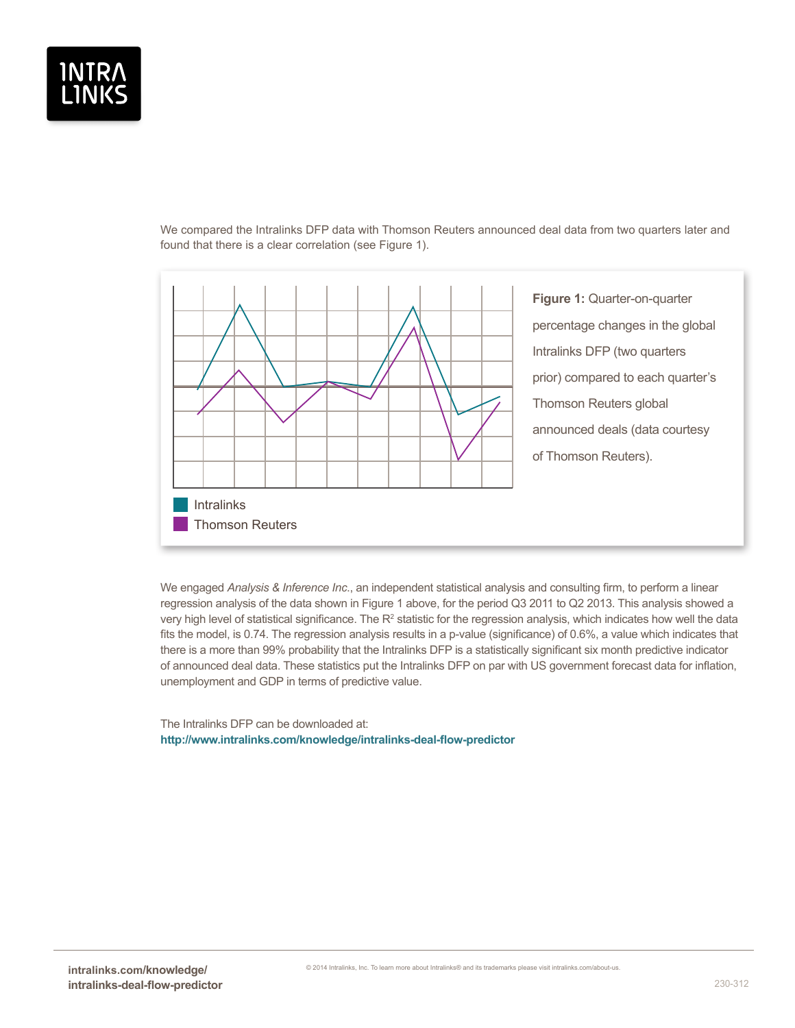We compared the Intralinks DFP data with Thomson Reuters announced deal data from two quarters later and found that there is a clear correlation (see Figure 1).

Intralinks
Thomson Reuters

**Figure 1:** Quarter-on-quarter percentage changes in the global Intralinks DFP (two quarters prior) compared to each quarter's Thomson Reuters global announced deals (data courtesy of Thomson Reuters).

We engaged *Analysis & Inference Inc.*, an independent statistical analysis and consulting firm, to perform a linear regression analysis of the data shown in Figure 1 above, for the period Q3 2011 to Q2 2013. This analysis showed a very high level of statistical significance. The $R^2$ statistic for the regression analysis, which indicates how well the data fits the model, is 0.74. The regression analysis results in a p-value (significance) of 0.6%, a value which indicates that there is a more than 99% probability that the Intralinks DFP is a statistically significant six month predictive indicator of announced deal data. These statistics put the Intralinks DFP on par with US government forecast data for inflation, unemployment and GDP in terms of predictive value.

The Intralinks DFP can be downloaded at:
**http://www.intralinks.com/knowledge/intralinks-deal-flow-predictor**